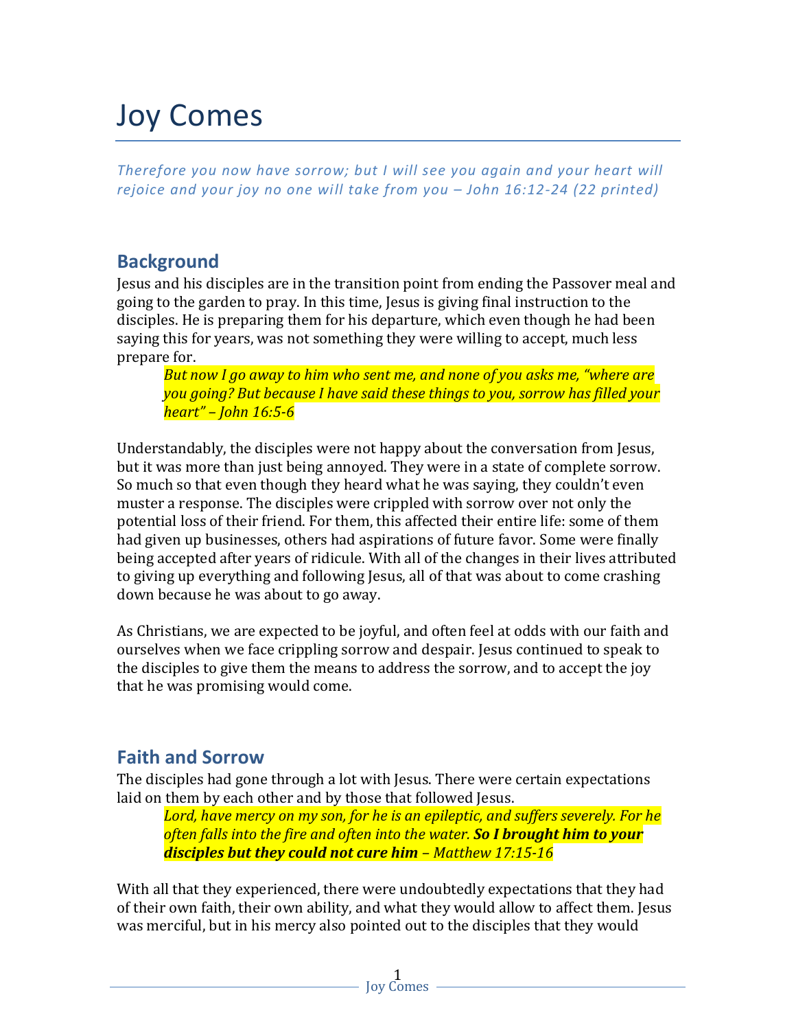# Joy Comes

*Therefore you now have sorrow; but I will see you again and your heart will rejoice and your joy no one will take from you – John 16:12-24 (22 printed)*

## Background

Jesus and his disciples are in the transition point from ending the Passover meal and going to the garden to pray. In this time, Jesus is giving final instruction to the disciples. He is preparing them for his departure, which even though he had been saying this for years, was not something they were willing to accept, much less prepare for.

> *But now I go away to him who sent me, and none of you asks me, "where are you going? But because I have said these things to you, sorrow has filled your heart" – John 16:5-6*

Understandably, the disciples were not happy about the conversation from Jesus, but it was more than just being annoyed. They were in a state of complete sorrow. So much so that even though they heard what he was saying, they couldn't even muster a response. The disciples were crippled with sorrow over not only the potential loss of their friend. For them, this affected their entire life: some of them had given up businesses, others had aspirations of future favor. Some were finally being accepted after years of ridicule. With all of the changes in their lives attributed to giving up everything and following Jesus, all of that was about to come crashing down because he was about to go away.

As Christians, we are expected to be joyful, and often feel at odds with our faith and ourselves when we face crippling sorrow and despair. Jesus continued to speak to the disciples to give them the means to address the sorrow, and to accept the joy that he was promising would come.

## Faith and Sorrow

The disciples had gone through a lot with Jesus. There were certain expectations laid on them by each other and by those that followed Jesus.

> *Lord, have mercy on my son, for he is an epileptic, and suffers severely. For he often falls into the fire and often into the water.* ***So I brought him to your disciples but they could not cure him*** *– Matthew 17:15-16*

With all that they experienced, there were undoubtedly expectations that they had of their own faith, their own ability, and what they would allow to affect them. Jesus was merciful, but in his mercy also pointed out to the disciples that they would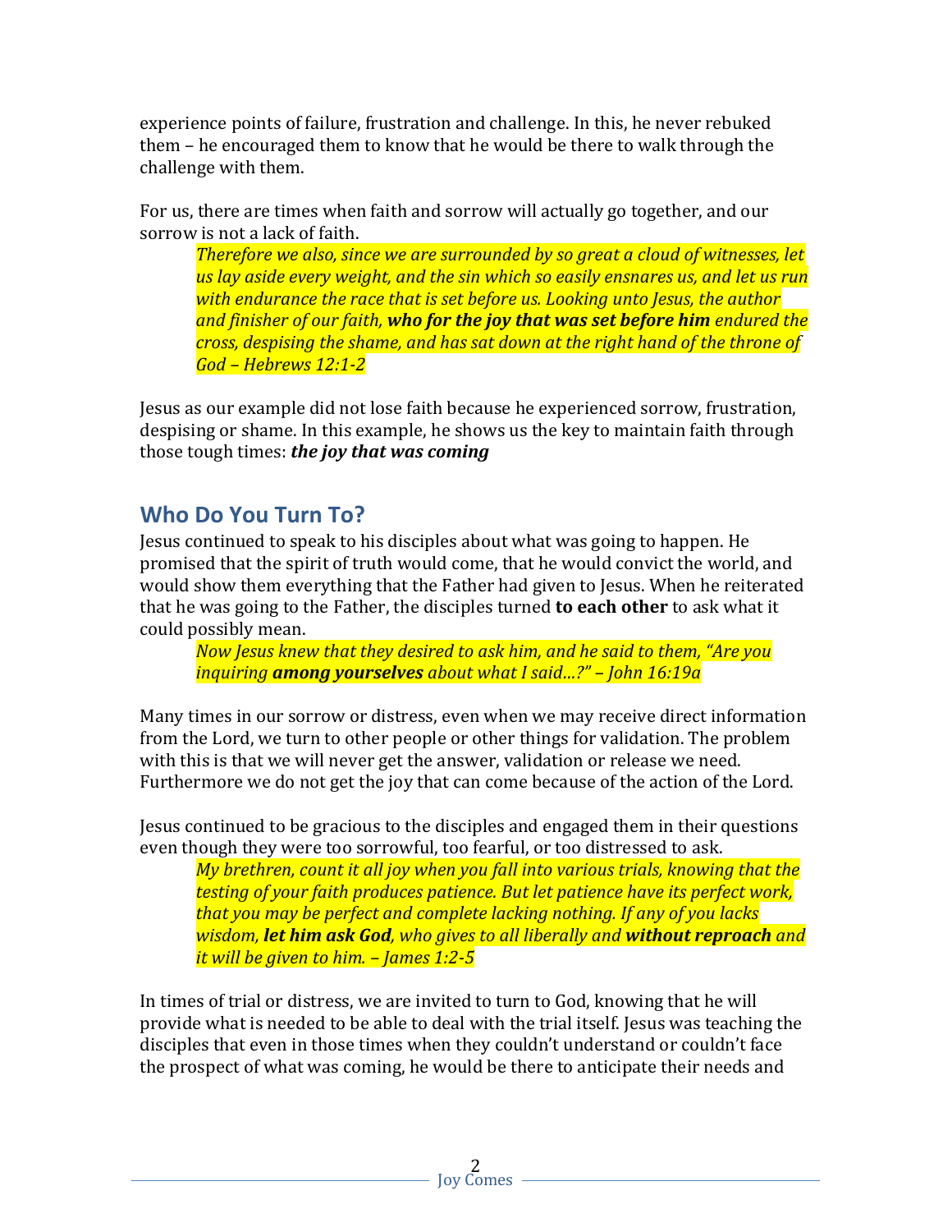experience points of failure, frustration and challenge. In this, he never rebuked them – he encouraged them to know that he would be there to walk through the challenge with them.

For us, there are times when faith and sorrow will actually go together, and our sorrow is not a lack of faith.

> *Therefore we also, since we are surrounded by so great a cloud of witnesses, let us lay aside every weight, and the sin which so easily ensnares us, and let us run with endurance the race that is set before us. Looking unto Jesus, the author and finisher of our faith,* ***who for the joy that was set before him*** *endured the cross, despising the shame, and has sat down at the right hand of the throne of God – Hebrews 12:1-2*

Jesus as our example did not lose faith because he experienced sorrow, frustration, despising or shame. In this example, he shows us the key to maintain faith through those tough times: ***the joy that was coming***

## Who Do You Turn To?

Jesus continued to speak to his disciples about what was going to happen. He promised that the spirit of truth would come, that he would convict the world, and would show them everything that the Father had given to Jesus. When he reiterated that he was going to the Father, the disciples turned **to each other** to ask what it could possibly mean.

> *Now Jesus knew that they desired to ask him, and he said to them, "Are you inquiring* ***among yourselves*** *about what I said…?" – John 16:19a*

Many times in our sorrow or distress, even when we may receive direct information from the Lord, we turn to other people or other things for validation. The problem with this is that we will never get the answer, validation or release we need. Furthermore we do not get the joy that can come because of the action of the Lord.

Jesus continued to be gracious to the disciples and engaged them in their questions even though they were too sorrowful, too fearful, or too distressed to ask.

> *My brethren, count it all joy when you fall into various trials, knowing that the testing of your faith produces patience. But let patience have its perfect work, that you may be perfect and complete lacking nothing. If any of you lacks wisdom,* ***let him ask God****, who gives to all liberally and* ***without reproach*** *and it will be given to him. – James 1:2-5*

In times of trial or distress, we are invited to turn to God, knowing that he will provide what is needed to be able to deal with the trial itself. Jesus was teaching the disciples that even in those times when they couldn't understand or couldn't face the prospect of what was coming, he would be there to anticipate their needs and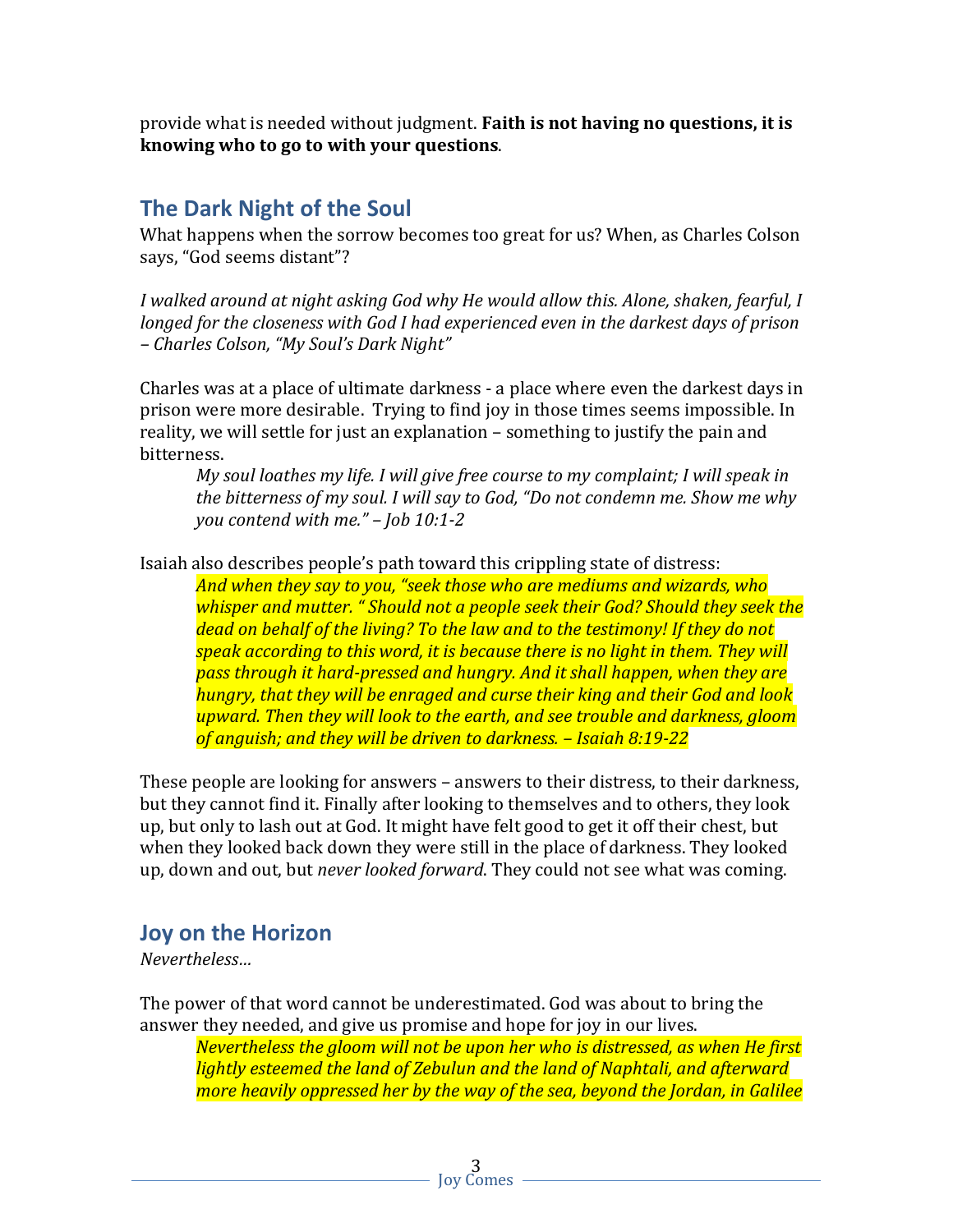provide what is needed without judgment. **Faith is not having no questions, it is knowing who to go to with your questions**.

## The Dark Night of the Soul

What happens when the sorrow becomes too great for us? When, as Charles Colson says, "God seems distant"?

*I walked around at night asking God why He would allow this. Alone, shaken, fearful, I longed for the closeness with God I had experienced even in the darkest days of prison – Charles Colson, "My Soul's Dark Night"*

Charles was at a place of ultimate darkness - a place where even the darkest days in prison were more desirable. Trying to find joy in those times seems impossible. In reality, we will settle for just an explanation – something to justify the pain and bitterness.

> *My soul loathes my life. I will give free course to my complaint; I will speak in the bitterness of my soul. I will say to God, "Do not condemn me. Show me why you contend with me." – Job 10:1-2*

Isaiah also describes people's path toward this crippling state of distress:

> *And when they say to you, "seek those who are mediums and wizards, who whisper and mutter. " Should not a people seek their God? Should they seek the dead on behalf of the living? To the law and to the testimony! If they do not speak according to this word, it is because there is no light in them. They will pass through it hard-pressed and hungry. And it shall happen, when they are hungry, that they will be enraged and curse their king and their God and look upward. Then they will look to the earth, and see trouble and darkness, gloom of anguish; and they will be driven to darkness. – Isaiah 8:19-22*

These people are looking for answers – answers to their distress, to their darkness, but they cannot find it. Finally after looking to themselves and to others, they look up, but only to lash out at God. It might have felt good to get it off their chest, but when they looked back down they were still in the place of darkness. They looked up, down and out, but *never looked forward*. They could not see what was coming.

## Joy on the Horizon

*Nevertheless…*

The power of that word cannot be underestimated. God was about to bring the answer they needed, and give us promise and hope for joy in our lives.

> *Nevertheless the gloom will not be upon her who is distressed, as when He first lightly esteemed the land of Zebulun and the land of Naphtali, and afterward more heavily oppressed her by the way of the sea, beyond the Jordan, in Galilee*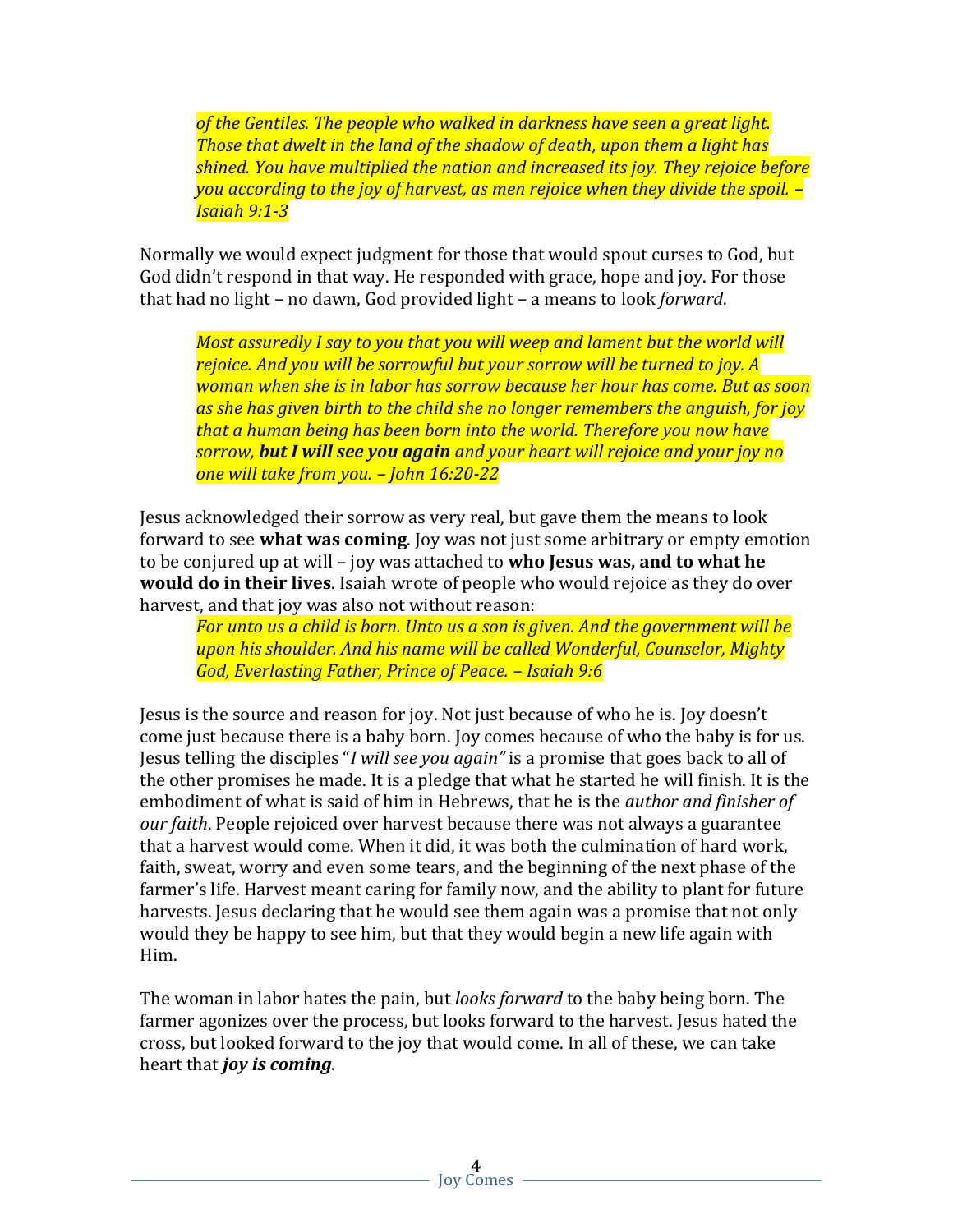> *of the Gentiles. The people who walked in darkness have seen a great light. Those that dwelt in the land of the shadow of death, upon them a light has shined. You have multiplied the nation and increased its joy. They rejoice before you according to the joy of harvest, as men rejoice when they divide the spoil. – Isaiah 9:1-3*

Normally we would expect judgment for those that would spout curses to God, but God didn't respond in that way. He responded with grace, hope and joy. For those that had no light – no dawn, God provided light – a means to look *forward*.

> *Most assuredly I say to you that you will weep and lament but the world will rejoice. And you will be sorrowful but your sorrow will be turned to joy. A woman when she is in labor has sorrow because her hour has come. But as soon as she has given birth to the child she no longer remembers the anguish, for joy that a human being has been born into the world. Therefore you now have sorrow,* ***but I will see you again*** *and your heart will rejoice and your joy no one will take from you. – John 16:20-22*

Jesus acknowledged their sorrow as very real, but gave them the means to look forward to see **what was coming**. Joy was not just some arbitrary or empty emotion to be conjured up at will – joy was attached to **who Jesus was, and to what he would do in their lives**. Isaiah wrote of people who would rejoice as they do over harvest, and that joy was also not without reason:

> *For unto us a child is born. Unto us a son is given. And the government will be upon his shoulder. And his name will be called Wonderful, Counselor, Mighty God, Everlasting Father, Prince of Peace. – Isaiah 9:6*

Jesus is the source and reason for joy. Not just because of who he is. Joy doesn't come just because there is a baby born. Joy comes because of who the baby is for us. Jesus telling the disciples "*I will see you again"* is a promise that goes back to all of the other promises he made. It is a pledge that what he started he will finish. It is the embodiment of what is said of him in Hebrews, that he is the *author and finisher of our faith*. People rejoiced over harvest because there was not always a guarantee that a harvest would come. When it did, it was both the culmination of hard work, faith, sweat, worry and even some tears, and the beginning of the next phase of the farmer's life. Harvest meant caring for family now, and the ability to plant for future harvests. Jesus declaring that he would see them again was a promise that not only would they be happy to see him, but that they would begin a new life again with Him.

The woman in labor hates the pain, but *looks forward* to the baby being born. The farmer agonizes over the process, but looks forward to the harvest. Jesus hated the cross, but looked forward to the joy that would come. In all of these, we can take heart that ***joy is coming***.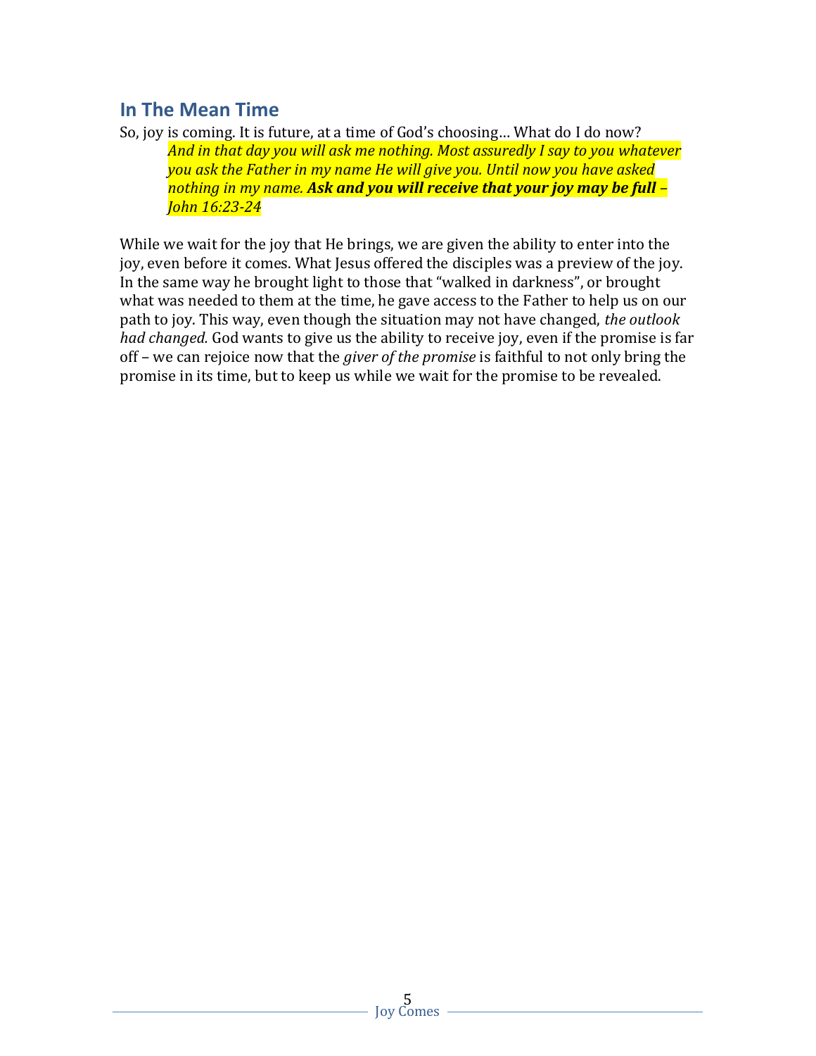## In The Mean Time

So, joy is coming. It is future, at a time of God's choosing… What do I do now?

> *And in that day you will ask me nothing. Most assuredly I say to you whatever you ask the Father in my name He will give you. Until now you have asked nothing in my name.* ***Ask and you will receive that your joy may be full*** *– John 16:23-24*

While we wait for the joy that He brings, we are given the ability to enter into the joy, even before it comes. What Jesus offered the disciples was a preview of the joy. In the same way he brought light to those that "walked in darkness", or brought what was needed to them at the time, he gave access to the Father to help us on our path to joy. This way, even though the situation may not have changed, *the outlook had changed.* God wants to give us the ability to receive joy, even if the promise is far off – we can rejoice now that the *giver of the promise* is faithful to not only bring the promise in its time, but to keep us while we wait for the promise to be revealed.